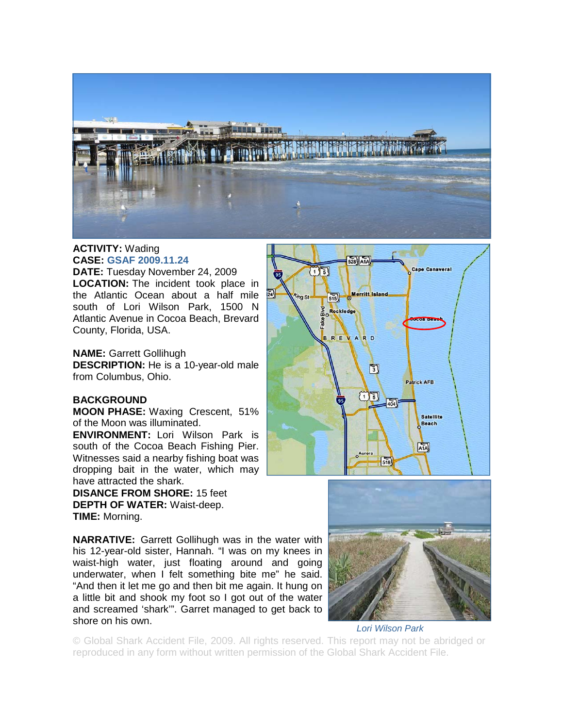**ACTIVITY:** Wading
**CASE:** GSAF 2009.11.24
**DATE:** Tuesday November 24, 2009
**LOCATION:** The incident took place in the Atlantic Ocean about a half mile south of Lori Wilson Park, 1500 N Atlantic Avenue in Cocoa Beach, Brevard County, Florida, USA.

**NAME:** Garrett Gollihugh
**DESCRIPTION:** He is a 10-year-old male from Columbus, Ohio.

**BACKGROUND**
**MOON PHASE:** Waxing Crescent, 51% of the Moon was illuminated.
**ENVIRONMENT:** Lori Wilson Park is south of the Cocoa Beach Fishing Pier. Witnesses said a nearby fishing boat was dropping bait in the water, which may have attracted the shark.
**DISANCE FROM SHORE:** 15 feet
**DEPTH OF WATER:** Waist-deep.
**TIME:** Morning.

**NARRATIVE:** Garrett Gollihugh was in the water with his 12-year-old sister, Hannah. "I was on my knees in waist-high water, just floating around and going underwater, when I felt something bite me" he said. "And then it let me go and then bit me again. It hung on a little bit and shook my foot so I got out of the water and screamed 'shark'". Garret managed to get back to shore on his own.

*Lori Wilson Park*

© Global Shark Accident File, 2009. All rights reserved. This report may not be abridged or reproduced in any form without written permission of the Global Shark Accident File.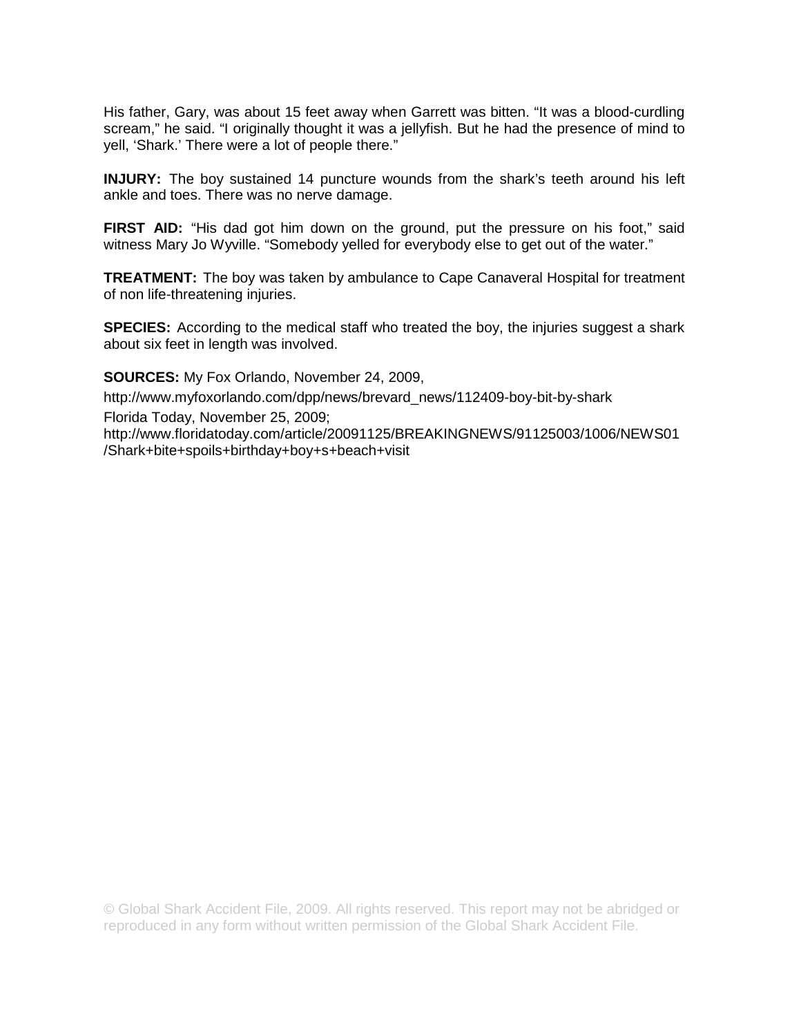His father, Gary, was about 15 feet away when Garrett was bitten. “It was a blood-curdling scream,” he said. “I originally thought it was a jellyfish. But he had the presence of mind to yell, ‘Shark.’ There were a lot of people there.”

**INJURY:** The boy sustained 14 puncture wounds from the shark’s teeth around his left ankle and toes. There was no nerve damage.

**FIRST AID:** “His dad got him down on the ground, put the pressure on his foot,” said witness Mary Jo Wyville. “Somebody yelled for everybody else to get out of the water.”

**TREATMENT:** The boy was taken by ambulance to Cape Canaveral Hospital for treatment of non life-threatening injuries.

**SPECIES:** According to the medical staff who treated the boy, the injuries suggest a shark about six feet in length was involved.

**SOURCES:** My Fox Orlando, November 24, 2009,

http://www.myfoxorlando.com/dpp/news/brevard_news/112409-boy-bit-by-shark

Florida Today, November 25, 2009;

http://www.floridatoday.com/article/20091125/BREAKINGNEWS/91125003/1006/NEWS01/Shark+bite+spoils+birthday+boy+s+beach+visit

© Global Shark Accident File, 2009. All rights reserved. This report may not be abridged or reproduced in any form without written permission of the Global Shark Accident File.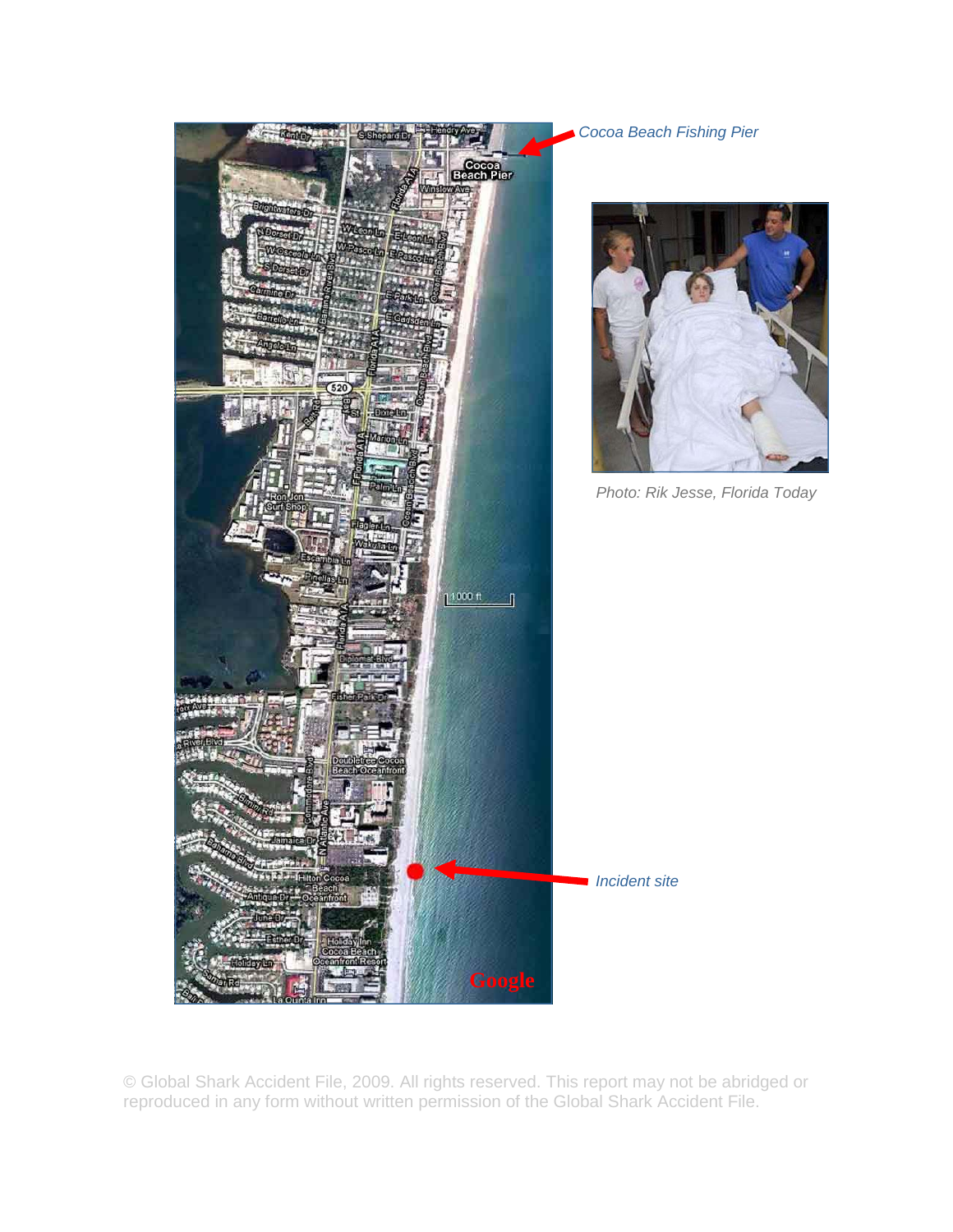Cocoa Beach Fishing Pier

Photo: Rik Jesse, Florida Today

Incident site

© Global Shark Accident File, 2009. All rights reserved. This report may not be abridged or reproduced in any form without written permission of the Global Shark Accident File.